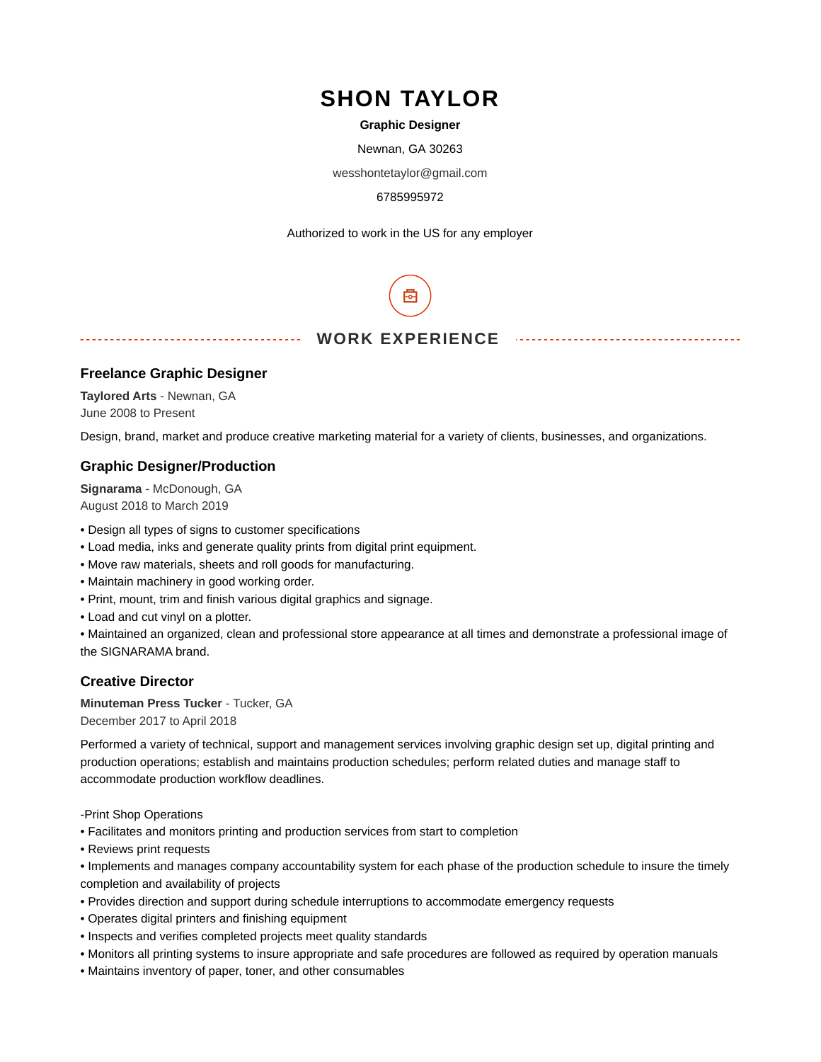# SHON TAYLOR

**Graphic Designer**

Newnan, GA 30263

wesshontetaylor@gmail.com

6785995972

Authorized to work in the US for any employer

## WORK EXPERIENCE

### Freelance Graphic Designer

**Taylored Arts** - Newnan, GA
June 2008 to Present

Design, brand, market and produce creative marketing material for a variety of clients, businesses, and organizations.

### Graphic Designer/Production

**Signarama** - McDonough, GA
August 2018 to March 2019

• Design all types of signs to customer specifications
• Load media, inks and generate quality prints from digital print equipment.
• Move raw materials, sheets and roll goods for manufacturing.
• Maintain machinery in good working order.
• Print, mount, trim and finish various digital graphics and signage.
• Load and cut vinyl on a plotter.
• Maintained an organized, clean and professional store appearance at all times and demonstrate a professional image of the SIGNARAMA brand.

### Creative Director

**Minuteman Press Tucker** - Tucker, GA
December 2017 to April 2018

Performed a variety of technical, support and management services involving graphic design set up, digital printing and production operations; establish and maintains production schedules; perform related duties and manage staff to accommodate production workflow deadlines.

-Print Shop Operations
• Facilitates and monitors printing and production services from start to completion
• Reviews print requests
• Implements and manages company accountability system for each phase of the production schedule to insure the timely completion and availability of projects
• Provides direction and support during schedule interruptions to accommodate emergency requests
• Operates digital printers and finishing equipment
• Inspects and verifies completed projects meet quality standards
• Monitors all printing systems to insure appropriate and safe procedures are followed as required by operation manuals
• Maintains inventory of paper, toner, and other consumables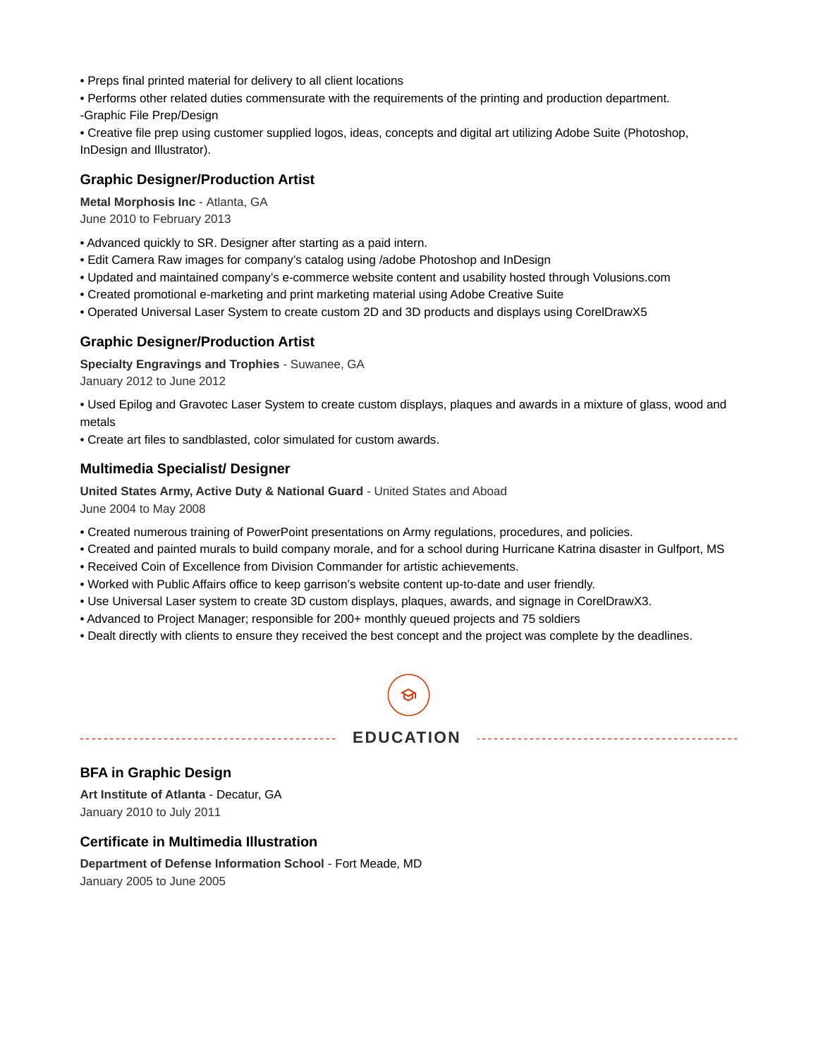• Preps final printed material for delivery to all client locations
• Performs other related duties commensurate with the requirements of the printing and production department.
-Graphic File Prep/Design
• Creative file prep using customer supplied logos, ideas, concepts and digital art utilizing Adobe Suite (Photoshop, InDesign and Illustrator).

### Graphic Designer/Production Artist

**Metal Morphosis Inc** - Atlanta, GA
June 2010 to February 2013

• Advanced quickly to SR. Designer after starting as a paid intern.
• Edit Camera Raw images for company's catalog using /adobe Photoshop and InDesign
• Updated and maintained company's e-commerce website content and usability hosted through Volusions.com
• Created promotional e-marketing and print marketing material using Adobe Creative Suite
• Operated Universal Laser System to create custom 2D and 3D products and displays using CorelDrawX5

### Graphic Designer/Production Artist

**Specialty Engravings and Trophies** - Suwanee, GA
January 2012 to June 2012

• Used Epilog and Gravotec Laser System to create custom displays, plaques and awards in a mixture of glass, wood and metals
• Create art files to sandblasted, color simulated for custom awards.

### Multimedia Specialist/ Designer

**United States Army, Active Duty & National Guard** - United States and Aboad
June 2004 to May 2008

• Created numerous training of PowerPoint presentations on Army regulations, procedures, and policies.
• Created and painted murals to build company morale, and for a school during Hurricane Katrina disaster in Gulfport, MS
• Received Coin of Excellence from Division Commander for artistic achievements.
• Worked with Public Affairs office to keep garrison's website content up-to-date and user friendly.
• Use Universal Laser system to create 3D custom displays, plaques, awards, and signage in CorelDrawX3.
• Advanced to Project Manager; responsible for 200+ monthly queued projects and 75 soldiers
• Dealt directly with clients to ensure they received the best concept and the project was complete by the deadlines.

## EDUCATION

### BFA in Graphic Design

**Art Institute of Atlanta** - Decatur, GA
January 2010 to July 2011

### Certificate in Multimedia Illustration

**Department of Defense Information School** - Fort Meade, MD
January 2005 to June 2005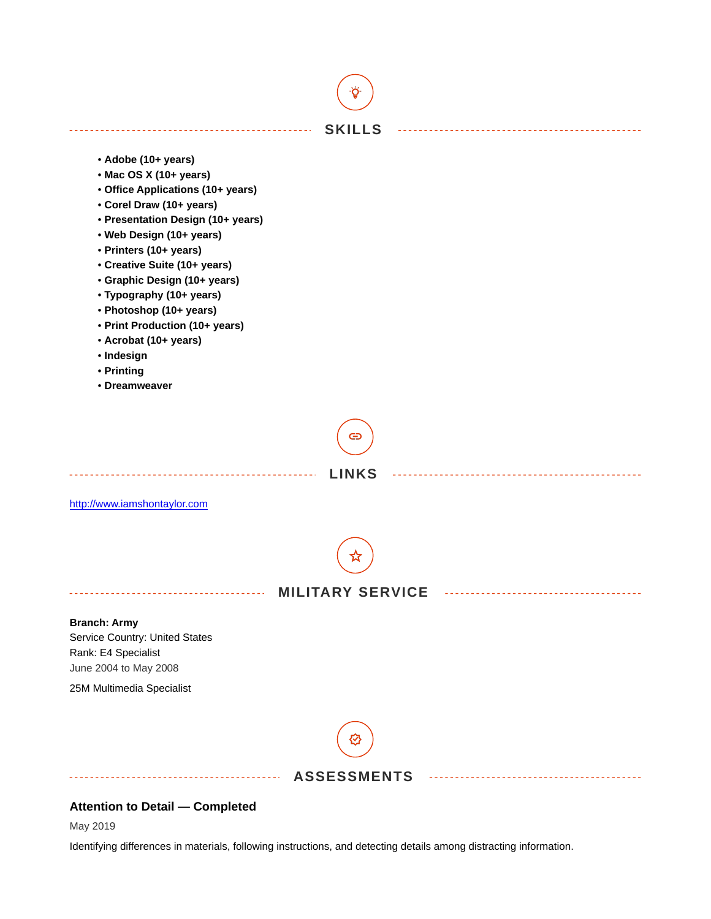## SKILLS

- **Adobe (10+ years)**
- **Mac OS X (10+ years)**
- **Office Applications (10+ years)**
- **Corel Draw (10+ years)**
- **Presentation Design (10+ years)**
- **Web Design (10+ years)**
- **Printers (10+ years)**
- **Creative Suite (10+ years)**
- **Graphic Design (10+ years)**
- **Typography (10+ years)**
- **Photoshop (10+ years)**
- **Print Production (10+ years)**
- **Acrobat (10+ years)**
- **Indesign**
- **Printing**
- **Dreamweaver**

## LINKS

http://www.iamshontaylor.com

## MILITARY SERVICE

**Branch: Army**
Service Country: United States
Rank: E4 Specialist
June 2004 to May 2008

25M Multimedia Specialist

## ASSESSMENTS

### Attention to Detail — Completed

May 2019

Identifying differences in materials, following instructions, and detecting details among distracting information.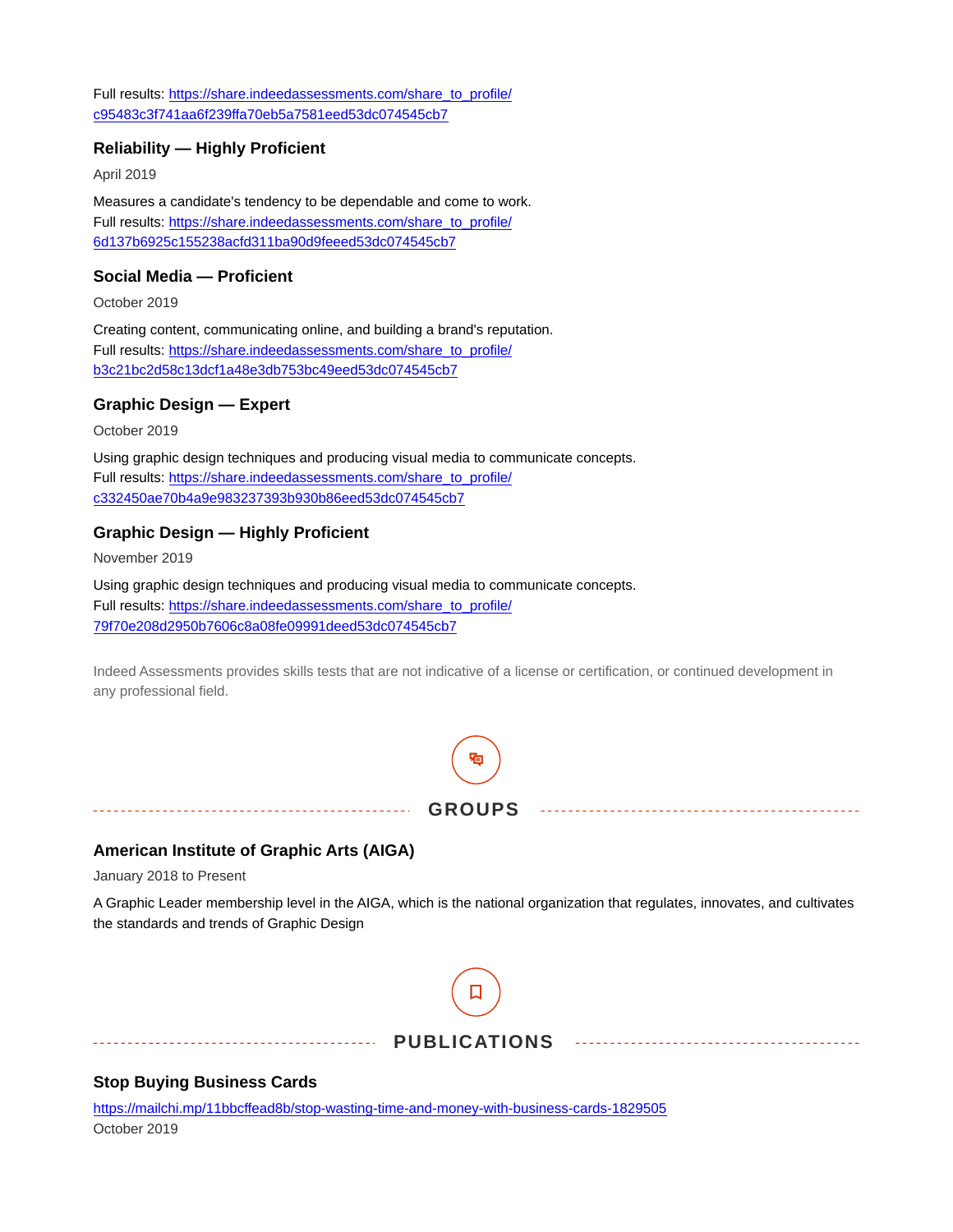Full results: https://share.indeedassessments.com/share_to_profile/c95483c3f741aa6f239ffa70eb5a7581eed53dc074545cb7

### Reliability — Highly Proficient

April 2019

Measures a candidate's tendency to be dependable and come to work.
Full results: https://share.indeedassessments.com/share_to_profile/6d137b6925c155238acfd311ba90d9feeed53dc074545cb7

### Social Media — Proficient

October 2019

Creating content, communicating online, and building a brand's reputation.
Full results: https://share.indeedassessments.com/share_to_profile/b3c21bc2d58c13dcf1a48e3db753bc49eed53dc074545cb7

### Graphic Design — Expert

October 2019

Using graphic design techniques and producing visual media to communicate concepts.
Full results: https://share.indeedassessments.com/share_to_profile/c332450ae70b4a9e983237393b930b86eed53dc074545cb7

### Graphic Design — Highly Proficient

November 2019

Using graphic design techniques and producing visual media to communicate concepts.
Full results: https://share.indeedassessments.com/share_to_profile/79f70e208d2950b7606c8a08fe09991deed53dc074545cb7

Indeed Assessments provides skills tests that are not indicative of a license or certification, or continued development in any professional field.

## GROUPS

### American Institute of Graphic Arts (AIGA)

January 2018 to Present

A Graphic Leader membership level in the AIGA, which is the national organization that regulates, innovates, and cultivates the standards and trends of Graphic Design

## PUBLICATIONS

### Stop Buying Business Cards

https://mailchi.mp/11bbcffead8b/stop-wasting-time-and-money-with-business-cards-1829505
October 2019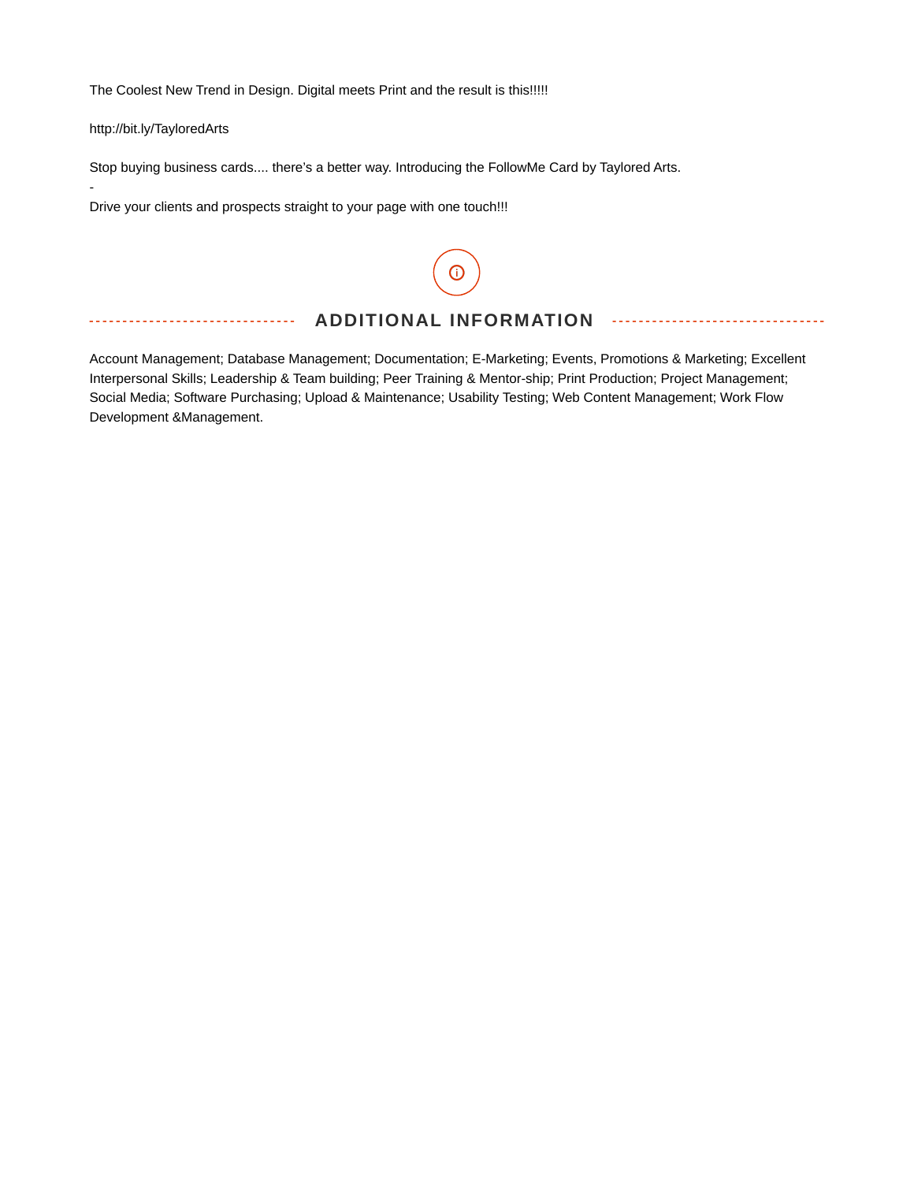The Coolest New Trend in Design. Digital meets Print and the result is this!!!!!

http://bit.ly/TayloredArts

Stop buying business cards.... there’s a better way. Introducing the FollowMe Card by Taylored Arts.

-

Drive your clients and prospects straight to your page with one touch!!!

## ADDITIONAL INFORMATION

Account Management; Database Management; Documentation; E-Marketing; Events, Promotions & Marketing; Excellent Interpersonal Skills; Leadership & Team building; Peer Training & Mentor-ship; Print Production; Project Management; Social Media; Software Purchasing; Upload & Maintenance; Usability Testing; Web Content Management; Work Flow Development &Management.